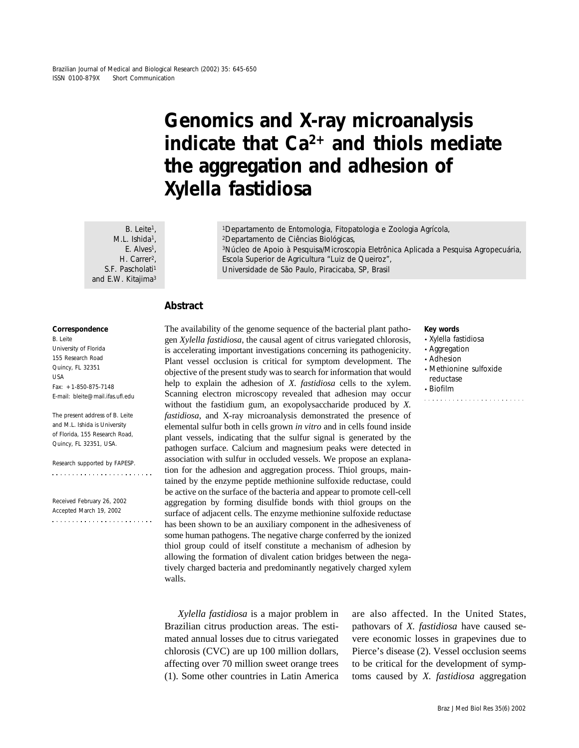Brazilian Journal of Medical and Biological Research (2002) 35: 645-650
ISSN 0100-879X Short Communication

# Genomics and X-ray microanalysis indicate that $Ca^{2+}$ and thiols mediate the aggregation and adhesion of *Xylella fastidiosa*

B. Leite[1], M.L. Ishida[1], E. Alves[1], H. Carrer[2], S.F. Pascholati[1] and E.W. Kitajima[3]

[1]Departamento de Entomologia, Fitopatologia e Zoologia Agrícola,
[2]Departamento de Ciências Biológicas,
[3]Núcleo de Apoio à Pesquisa/Microscopia Eletrônica Aplicada a Pesquisa Agropecuária, Escola Superior de Agricultura "Luiz de Queiroz", Universidade de São Paulo, Piracicaba, SP, Brasil

**Correspondence**

B. Leite
University of Florida
155 Research Road
Quincy, FL 32351
USA
Fax: +1-850-875-7148
E-mail: bleite@mail.ifas.ufl.edu

The present address of B. Leite and M.L. Ishida is University of Florida, 155 Research Road, Quincy, FL 32351, USA.

Research supported by FAPESP.

Received February 26, 2002
Accepted March 19, 2002

## Abstract

The availability of the genome sequence of the bacterial plant pathogen *Xylella fastidiosa*, the causal agent of citrus variegated chlorosis, is accelerating important investigations concerning its pathogenicity. Plant vessel occlusion is critical for symptom development. The objective of the present study was to search for information that would help to explain the adhesion of *X. fastidiosa* cells to the xylem. Scanning electron microscopy revealed that adhesion may occur without the fastidium gum, an exopolysaccharide produced by *X. fastidiosa*, and X-ray microanalysis demonstrated the presence of elemental sulfur both in cells grown *in vitro* and in cells found inside plant vessels, indicating that the sulfur signal is generated by the pathogen surface. Calcium and magnesium peaks were detected in association with sulfur in occluded vessels. We propose an explanation for the adhesion and aggregation process. Thiol groups, maintained by the enzyme peptide methionine sulfoxide reductase, could be active on the surface of the bacteria and appear to promote cell-cell aggregation by forming disulfide bonds with thiol groups on the surface of adjacent cells. The enzyme methionine sulfoxide reductase has been shown to be an auxiliary component in the adhesiveness of some human pathogens. The negative charge conferred by the ionized thiol group could of itself constitute a mechanism of adhesion by allowing the formation of divalent cation bridges between the negatively charged bacteria and predominantly negatively charged xylem walls.

**Key words**

- Xylella fastidiosa
- Aggregation
- Adhesion
- Methionine sulfoxide reductase
- Biofilm

*Xylella fastidiosa* is a major problem in Brazilian citrus production areas. The estimated annual losses due to citrus variegated chlorosis (CVC) are up 100 million dollars, affecting over 70 million sweet orange trees (1). Some other countries in Latin America are also affected. In the United States, pathovars of *X. fastidiosa* have caused severe economic losses in grapevines due to Pierce's disease (2). Vessel occlusion seems to be critical for the development of symptoms caused by *X. fastidiosa* aggregation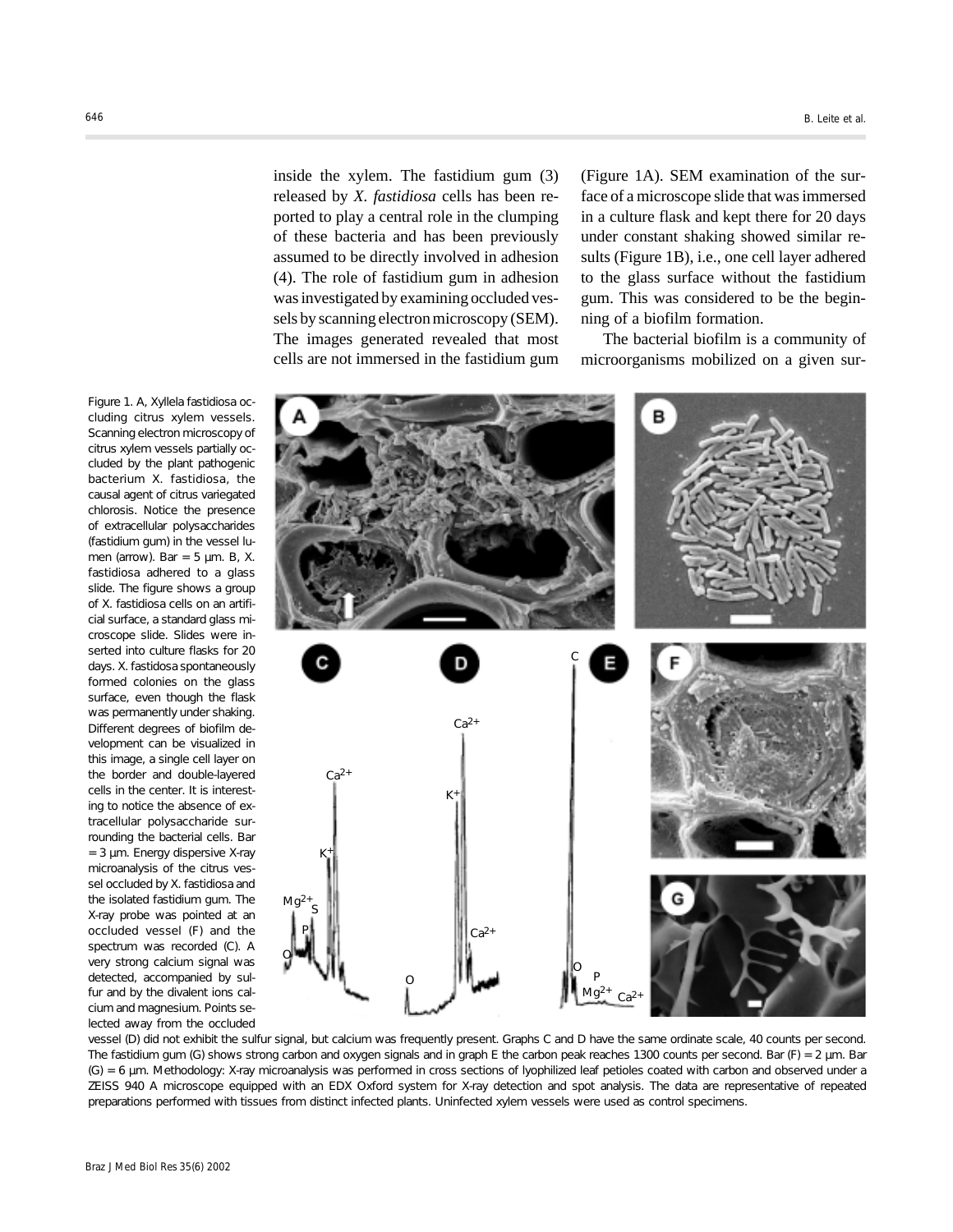inside the xylem. The fastidium gum (3) released by *X. fastidiosa* cells has been reported to play a central role in the clumping of these bacteria and has been previously assumed to be directly involved in adhesion (4). The role of fastidium gum in adhesion was investigated by examining occluded vessels by scanning electron microscopy (SEM). The images generated revealed that most cells are not immersed in the fastidium gum (Figure 1A). SEM examination of the surface of a microscope slide that was immersed in a culture flask and kept there for 20 days under constant shaking showed similar results (Figure 1B), i.e., one cell layer adhered to the glass surface without the fastidium gum. This was considered to be the beginning of a biofilm formation.

The bacterial biofilm is a community of microorganisms mobilized on a given sur-

Figure 1. A, Xyllela fastidiosa occluding citrus xylem vessels. Scanning electron microscopy of citrus xylem vessels partially occluded by the plant pathogenic bacterium X. fastidiosa, the causal agent of citrus variegated chlorosis. Notice the presence of extracellular polysaccharides (fastidium gum) in the vessel lumen (arrow). Bar = 5 µm. B, X. fastidiosa adhered to a glass slide. The figure shows a group of X. fastidiosa cells on an artificial surface, a standard glass microscope slide. Slides were inserted into culture flasks for 20 days. X. fastidosa spontaneously formed colonies on the glass surface, even though the flask was permanently under shaking. Different degrees of biofilm development can be visualized in this image, a single cell layer on the border and double-layered cells in the center. It is interesting to notice the absence of extracellular polysaccharide surrounding the bacterial cells. Bar = 3 µm. Energy dispersive X-ray microanalysis of the citrus vessel occluded by X. fastidiosa and the isolated fastidium gum. The X-ray probe was pointed at an occluded vessel (F) and the spectrum was recorded (C). A very strong calcium signal was detected, accompanied by sulfur and by the divalent ions calcium and magnesium. Points selected away from the occluded vessel (D) did not exhibit the sulfur signal, but calcium was frequently present. Graphs C and D have the same ordinate scale, 40 counts per second. The fastidium gum (G) shows strong carbon and oxygen signals and in graph E the carbon peak reaches 1300 counts per second. Bar (F) = 2 µm. Bar (G) = 6 µm. Methodology: X-ray microanalysis was performed in cross sections of lyophilized leaf petioles coated with carbon and observed under a ZEISS 940 A microscope equipped with an EDX Oxford system for X-ray detection and spot analysis. The data are representative of repeated preparations performed with tissues from distinct infected plants. Uninfected xylem vessels were used as control specimens.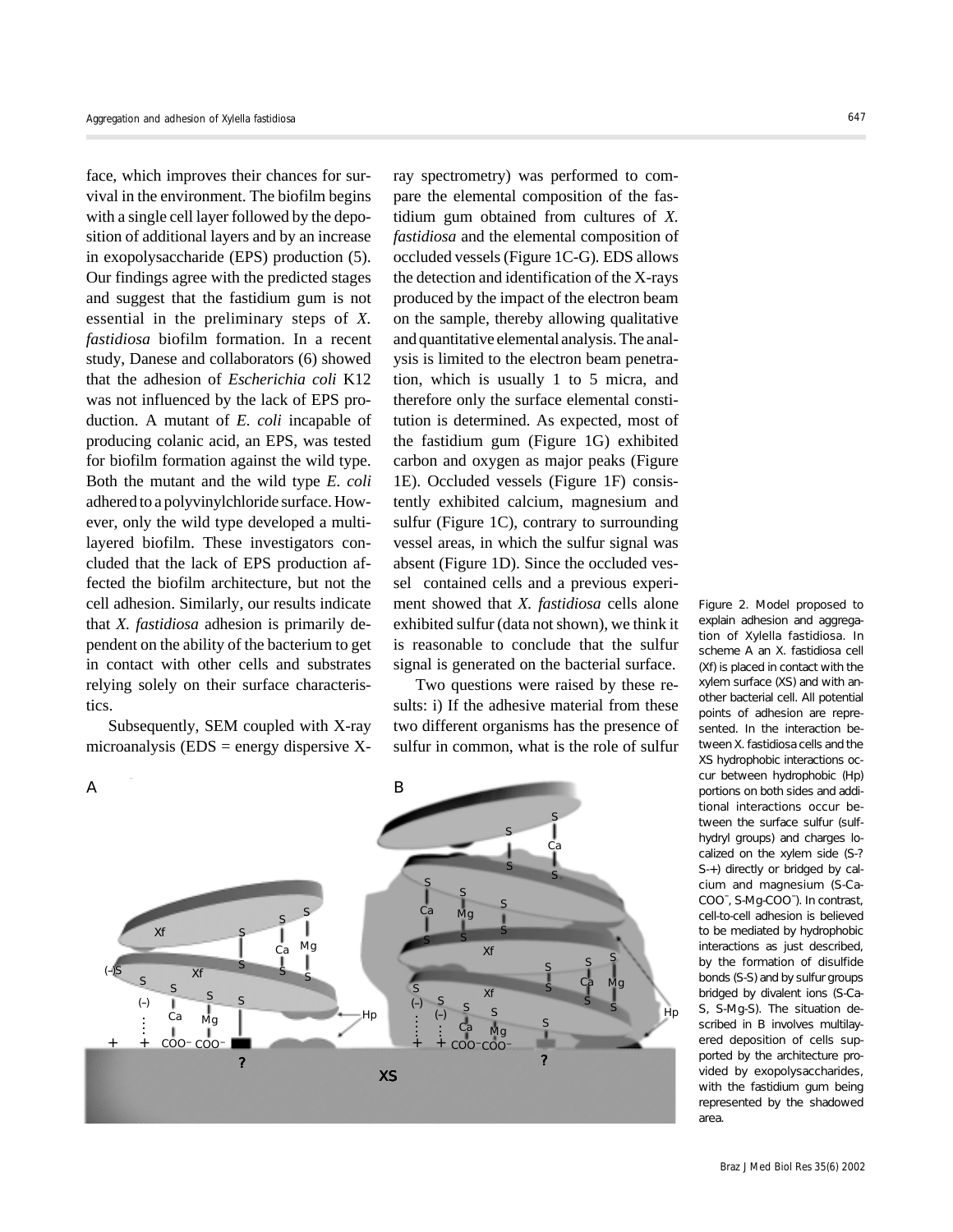face, which improves their chances for survival in the environment. The biofilm begins with a single cell layer followed by the deposition of additional layers and by an increase in exopolysaccharide (EPS) production (5). Our findings agree with the predicted stages and suggest that the fastidium gum is not essential in the preliminary steps of *X. fastidiosa* biofilm formation. In a recent study, Danese and collaborators (6) showed that the adhesion of *Escherichia coli* K12 was not influenced by the lack of EPS production. A mutant of *E. coli* incapable of producing colanic acid, an EPS, was tested for biofilm formation against the wild type. Both the mutant and the wild type *E. coli* adhered to a polyvinylchloride surface. However, only the wild type developed a multilayered biofilm. These investigators concluded that the lack of EPS production affected the biofilm architecture, but not the cell adhesion. Similarly, our results indicate that *X. fastidiosa* adhesion is primarily dependent on the ability of the bacterium to get in contact with other cells and substrates relying solely on their surface characteristics.

Subsequently, SEM coupled with X-ray microanalysis (EDS = energy dispersive X-ray spectrometry) was performed to compare the elemental composition of the fastidium gum obtained from cultures of *X. fastidiosa* and the elemental composition of occluded vessels (Figure 1C-G). EDS allows the detection and identification of the X-rays produced by the impact of the electron beam on the sample, thereby allowing qualitative and quantitative elemental analysis. The analysis is limited to the electron beam penetration, which is usually 1 to 5 micra, and therefore only the surface elemental constitution is determined. As expected, most of the fastidium gum (Figure 1G) exhibited carbon and oxygen as major peaks (Figure 1E). Occluded vessels (Figure 1F) consistently exhibited calcium, magnesium and sulfur (Figure 1C), contrary to surrounding vessel areas, in which the sulfur signal was absent (Figure 1D). Since the occluded vessel contained cells and a previous experiment showed that *X. fastidiosa* cells alone exhibited sulfur (data not shown), we think it is reasonable to conclude that the sulfur signal is generated on the bacterial surface.

Two questions were raised by these results: i) If the adhesive material from these two different organisms has the presence of sulfur in common, what is the role of sulfur

Figure 2. Model proposed to explain adhesion and aggregation of Xylella fastidiosa. In scheme A an X. fastidiosa cell (Xf) is placed in contact with the xylem surface (XS) and with another bacterial cell. All potential points of adhesion are represented. In the interaction between X. fastidiosa cells and the XS hydrophobic interactions occur between hydrophobic (Hp) portions on both sides and additional interactions occur between the surface sulfur (sulfhydryl groups) and charges localized on the xylem side (S-? S-+) directly or bridged by calcium and magnesium (S-Ca-COO$^-$, S-Mg-COO$^-$). In contrast, cell-to-cell adhesion is believed to be mediated by hydrophobic interactions as just described, by the formation of disulfide bonds (S-S) and by sulfur groups bridged by divalent ions (S-Ca-S, S-Mg-S). The situation described in B involves multilayered deposition of cells supported by the architecture provided by exopolysaccharides, with the fastidium gum being represented by the shadowed area.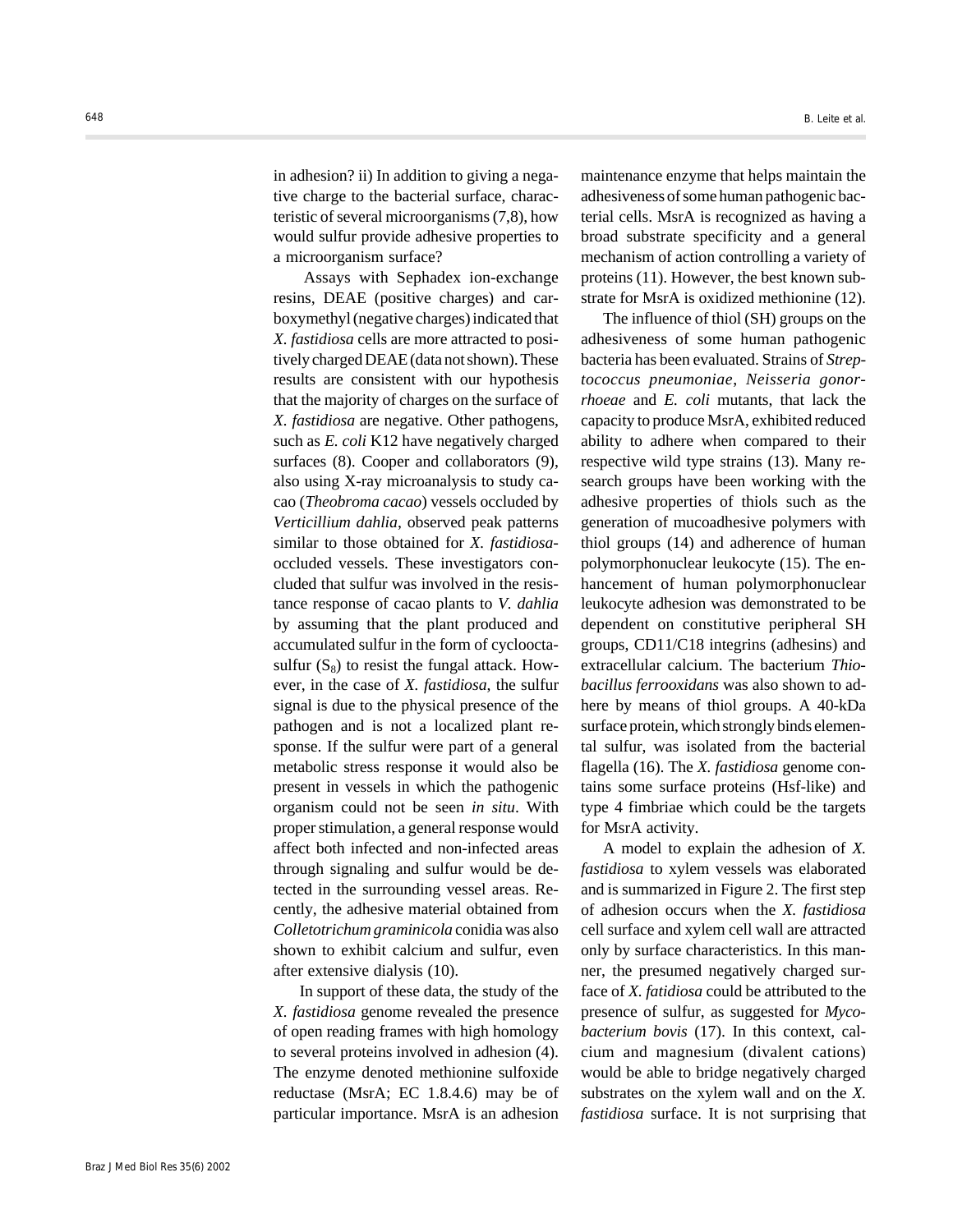in adhesion? ii) In addition to giving a negative charge to the bacterial surface, characteristic of several microorganisms (7,8), how would sulfur provide adhesive properties to a microorganism surface?

Assays with Sephadex ion-exchange resins, DEAE (positive charges) and carboxymethyl (negative charges) indicated that *X. fastidiosa* cells are more attracted to positively charged DEAE (data not shown). These results are consistent with our hypothesis that the majority of charges on the surface of *X. fastidiosa* are negative. Other pathogens, such as *E. coli* K12 have negatively charged surfaces (8). Cooper and collaborators (9), also using X-ray microanalysis to study cacao (*Theobroma cacao*) vessels occluded by *Verticillium dahlia*, observed peak patterns similar to those obtained for *X. fastidiosa*-occluded vessels. These investigators concluded that sulfur was involved in the resistance response of cacao plants to *V. dahlia* by assuming that the plant produced and accumulated sulfur in the form of cyclooctasulfur ($S_8$) to resist the fungal attack. However, in the case of *X. fastidiosa*, the sulfur signal is due to the physical presence of the pathogen and is not a localized plant response. If the sulfur were part of a general metabolic stress response it would also be present in vessels in which the pathogenic organism could not be seen *in situ*. With proper stimulation, a general response would affect both infected and non-infected areas through signaling and sulfur would be detected in the surrounding vessel areas. Recently, the adhesive material obtained from *Colletotrichum graminicola* conidia was also shown to exhibit calcium and sulfur, even after extensive dialysis (10).

In support of these data, the study of the *X. fastidiosa* genome revealed the presence of open reading frames with high homology to several proteins involved in adhesion (4). The enzyme denoted methionine sulfoxide reductase (MsrA; EC 1.8.4.6) may be of particular importance. MsrA is an adhesion maintenance enzyme that helps maintain the adhesiveness of some human pathogenic bacterial cells. MsrA is recognized as having a broad substrate specificity and a general mechanism of action controlling a variety of proteins (11). However, the best known substrate for MsrA is oxidized methionine (12).

The influence of thiol (SH) groups on the adhesiveness of some human pathogenic bacteria has been evaluated. Strains of *Streptococcus pneumoniae*, *Neisseria gonorrhoeae* and *E. coli* mutants, that lack the capacity to produce MsrA, exhibited reduced ability to adhere when compared to their respective wild type strains (13). Many research groups have been working with the adhesive properties of thiols such as the generation of mucoadhesive polymers with thiol groups (14) and adherence of human polymorphonuclear leukocyte (15). The enhancement of human polymorphonuclear leukocyte adhesion was demonstrated to be dependent on constitutive peripheral SH groups, CD11/C18 integrins (adhesins) and extracellular calcium. The bacterium *Thiobacillus ferrooxidans* was also shown to adhere by means of thiol groups. A 40-kDa surface protein, which strongly binds elemental sulfur, was isolated from the bacterial flagella (16). The *X. fastidiosa* genome contains some surface proteins (Hsf-like) and type 4 fimbriae which could be the targets for MsrA activity.

A model to explain the adhesion of *X. fastidiosa* to xylem vessels was elaborated and is summarized in Figure 2. The first step of adhesion occurs when the *X. fastidiosa* cell surface and xylem cell wall are attracted only by surface characteristics. In this manner, the presumed negatively charged surface of *X. fatidiosa* could be attributed to the presence of sulfur, as suggested for *Mycobacterium bovis* (17). In this context, calcium and magnesium (divalent cations) would be able to bridge negatively charged substrates on the xylem wall and on the *X. fastidiosa* surface. It is not surprising that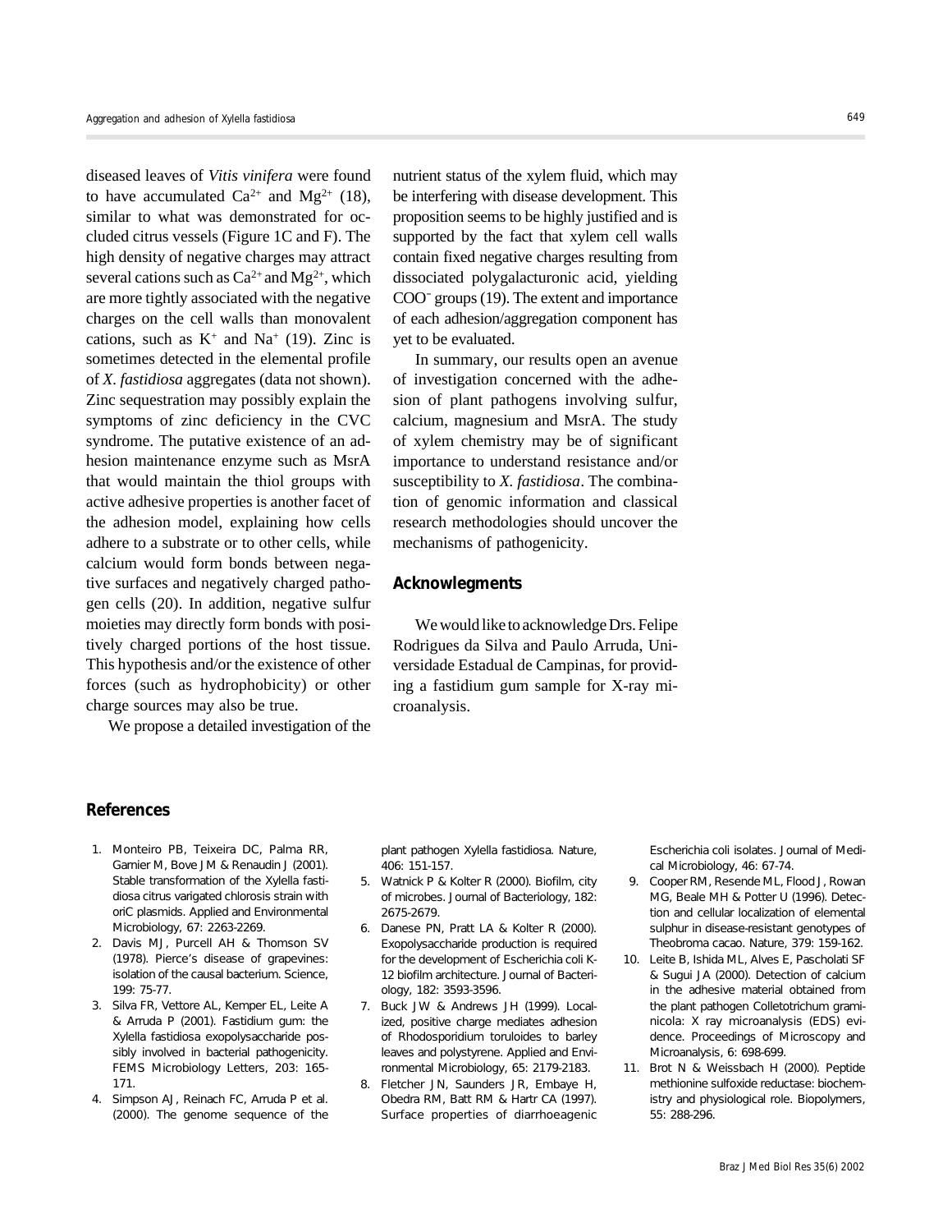diseased leaves of *Vitis vinifera* were found to have accumulated $Ca^{2+}$ and $Mg^{2+}$ (18), similar to what was demonstrated for occluded citrus vessels (Figure 1C and F). The high density of negative charges may attract several cations such as $Ca^{2+}$ and $Mg^{2+}$, which are more tightly associated with the negative charges on the cell walls than monovalent cations, such as $K^+$ and $Na^+$ (19). Zinc is sometimes detected in the elemental profile of *X. fastidiosa* aggregates (data not shown). Zinc sequestration may possibly explain the symptoms of zinc deficiency in the CVC syndrome. The putative existence of an adhesion maintenance enzyme such as MsrA that would maintain the thiol groups with active adhesive properties is another facet of the adhesion model, explaining how cells adhere to a substrate or to other cells, while calcium would form bonds between negative surfaces and negatively charged pathogen cells (20). In addition, negative sulfur moieties may directly form bonds with positively charged portions of the host tissue. This hypothesis and/or the existence of other forces (such as hydrophobicity) or other charge sources may also be true.

We propose a detailed investigation of the nutrient status of the xylem fluid, which may be interfering with disease development. This proposition seems to be highly justified and is supported by the fact that xylem cell walls contain fixed negative charges resulting from dissociated polygalacturonic acid, yielding $COO^-$ groups (19). The extent and importance of each adhesion/aggregation component has yet to be evaluated.

In summary, our results open an avenue of investigation concerned with the adhesion of plant pathogens involving sulfur, calcium, magnesium and MsrA. The study of xylem chemistry may be of significant importance to understand resistance and/or susceptibility to *X. fastidiosa*. The combination of genomic information and classical research methodologies should uncover the mechanisms of pathogenicity.

## Acknowlegments

We would like to acknowledge Drs. Felipe Rodrigues da Silva and Paulo Arruda, Universidade Estadual de Campinas, for providing a fastidium gum sample for X-ray microanalysis.

## References

1. Monteiro PB, Teixeira DC, Palma RR, Garnier M, Bove JM & Renaudin J (2001). Stable transformation of the Xylella fastidiosa citrus varigated chlorosis strain with oriC plasmids. Applied and Environmental Microbiology, 67: 2263-2269.
2. Davis MJ, Purcell AH & Thomson SV (1978). Pierce's disease of grapevines: isolation of the causal bacterium. Science, 199: 75-77.
3. Silva FR, Vettore AL, Kemper EL, Leite A & Arruda P (2001). Fastidium gum: the Xylella fastidiosa exopolysaccharide possibly involved in bacterial pathogenicity. FEMS Microbiology Letters, 203: 165-171.
4. Simpson AJ, Reinach FC, Arruda P et al. (2000). The genome sequence of the plant pathogen Xylella fastidiosa. Nature, 406: 151-157.
5. Watnick P & Kolter R (2000). Biofilm, city of microbes. Journal of Bacteriology, 182: 2675-2679.
6. Danese PN, Pratt LA & Kolter R (2000). Exopolysaccharide production is required for the development of Escherichia coli K-12 biofilm architecture. Journal of Bacteriology, 182: 3593-3596.
7. Buck JW & Andrews JH (1999). Localized, positive charge mediates adhesion of Rhodosporidium toruloides to barley leaves and polystyrene. Applied and Environmental Microbiology, 65: 2179-2183.
8. Fletcher JN, Saunders JR, Embaye H, Obedra RM, Batt RM & Hartr CA (1997). Surface properties of diarrhoeagenic Escherichia coli isolates. Journal of Medical Microbiology, 46: 67-74.
9. Cooper RM, Resende ML, Flood J, Rowan MG, Beale MH & Potter U (1996). Detection and cellular localization of elemental sulphur in disease-resistant genotypes of Theobroma cacao. Nature, 379: 159-162.
10. Leite B, Ishida ML, Alves E, Pascholati SF & Sugui JA (2000). Detection of calcium in the adhesive material obtained from the plant pathogen Colletotrichum graminicola: X ray microanalysis (EDS) evidence. Proceedings of Microscopy and Microanalysis, 6: 698-699.
11. Brot N & Weissbach H (2000). Peptide methionine sulfoxide reductase: biochemistry and physiological role. Biopolymers, 55: 288-296.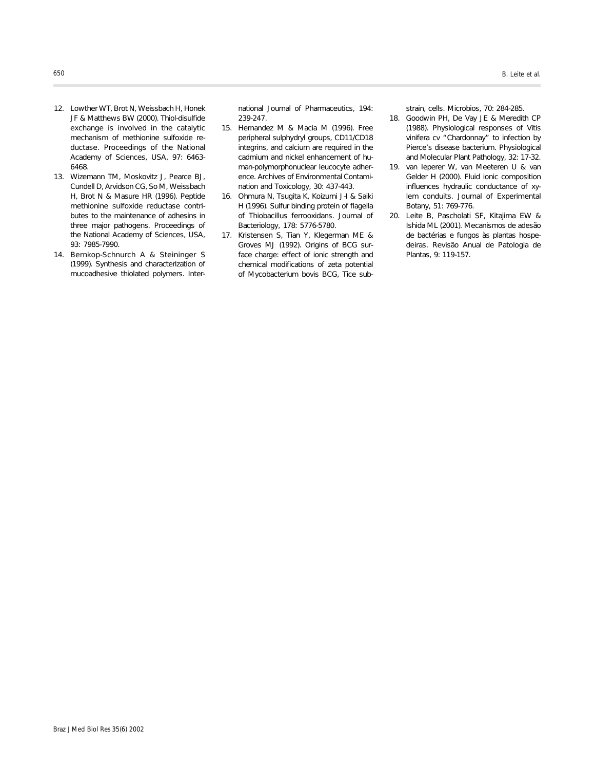12. Lowther WT, Brot N, Weissbach H, Honek JF & Matthews BW (2000). Thiol-disulfide exchange is involved in the catalytic mechanism of methionine sulfoxide reductase. Proceedings of the National Academy of Sciences, USA, 97: 6463-6468.
13. Wizemann TM, Moskovitz J, Pearce BJ, Cundell D, Arvidson CG, So M, Weissbach H, Brot N & Masure HR (1996). Peptide methionine sulfoxide reductase contributes to the maintenance of adhesins in three major pathogens. Proceedings of the National Academy of Sciences, USA, 93: 7985-7990.
14. Bernkop-Schnurch A & Steininger S (1999). Synthesis and characterization of mucoadhesive thiolated polymers. International Journal of Pharmaceutics, 194: 239-247.
15. Hernandez M & Macia M (1996). Free peripheral sulphydryl groups, CD11/CD18 integrins, and calcium are required in the cadmium and nickel enhancement of human-polymorphonuclear leucocyte adherence. Archives of Environmental Contamination and Toxicology, 30: 437-443.
16. Ohmura N, Tsugita K, Koizumi J-I & Saiki H (1996). Sulfur binding protein of flagella of Thiobacillus ferrooxidans. Journal of Bacteriology, 178: 5776-5780.
17. Kristensen S, Tian Y, Klegerman ME & Groves MJ (1992). Origins of BCG surface charge: effect of ionic strength and chemical modifications of zeta potential of Mycobacterium bovis BCG, Tice substrain, cells. Microbios, 70: 284-285.
18. Goodwin PH, De Vay JE & Meredith CP (1988). Physiological responses of Vitis vinifera cv "Chardonnay" to infection by Pierce's disease bacterium. Physiological and Molecular Plant Pathology, 32: 17-32.
19. van Ieperer W, van Meeteren U & van Gelder H (2000). Fluid ionic composition influences hydraulic conductance of xylem conduits. Journal of Experimental Botany, 51: 769-776.
20. Leite B, Pascholati SF, Kitajima EW & Ishida ML (2001). Mecanismos de adesão de bactérias e fungos às plantas hospedeiras. Revisão Anual de Patologia de Plantas, 9: 119-157.